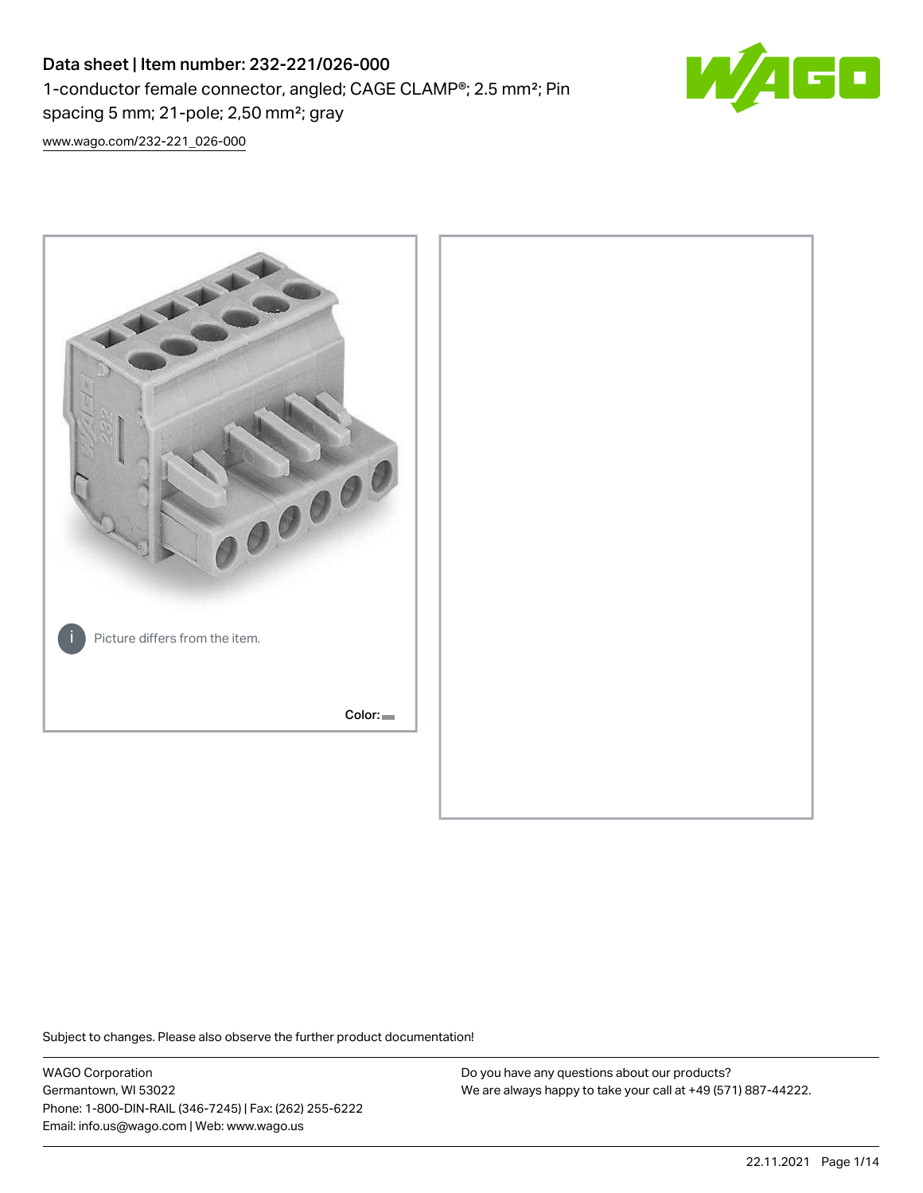# Data sheet | Item number: 232-221/026-000

1-conductor female connector, angled; CAGE CLAMP®; 2.5 mm²; Pin spacing 5 mm; 21-pole; 2,50 mm²; gray

www.wago.com/232-221_026-000

Picture differs from the item.

Color:

Subject to changes. Please also observe the further product documentation!

WAGO Corporation
Germantown, WI 53022
Phone: 1-800-DIN-RAIL (346-7245) | Fax: (262) 255-6222
Email: info.us@wago.com | Web: www.wago.us

Do you have any questions about our products?
We are always happy to take your call at +49 (571) 887-44222.

22.11.2021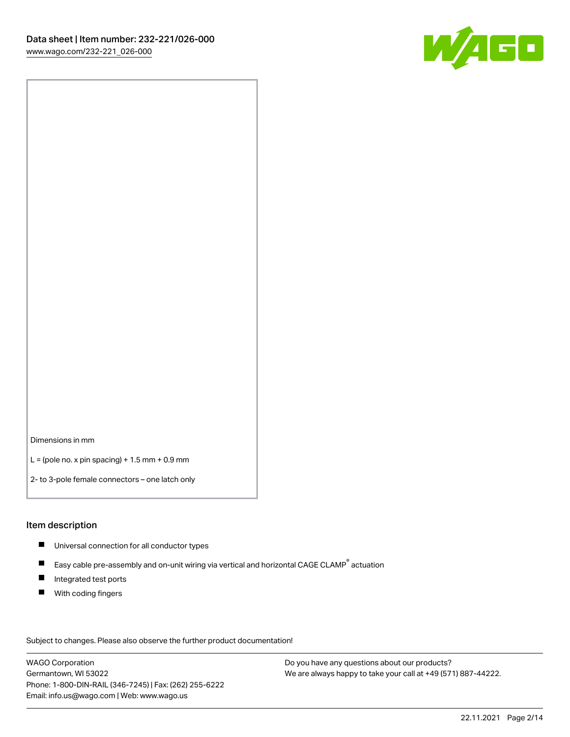Dimensions in mm

L = (pole no. x pin spacing) + 1.5 mm + 0.9 mm

2- to 3-pole female connectors – one latch only

## Item description

- Universal connection for all conductor types
- Easy cable pre-assembly and on-unit wiring via vertical and horizontal CAGE CLAMP® actuation
- Integrated test ports
- With coding fingers

Subject to changes. Please also observe the further product documentation!

WAGO Corporation
Germantown, WI 53022
Phone: 1-800-DIN-RAIL (346-7245) | Fax: (262) 255-6222
Email: info.us@wago.com | Web: www.wago.us

Do you have any questions about our products?
We are always happy to take your call at +49 (571) 887-44222.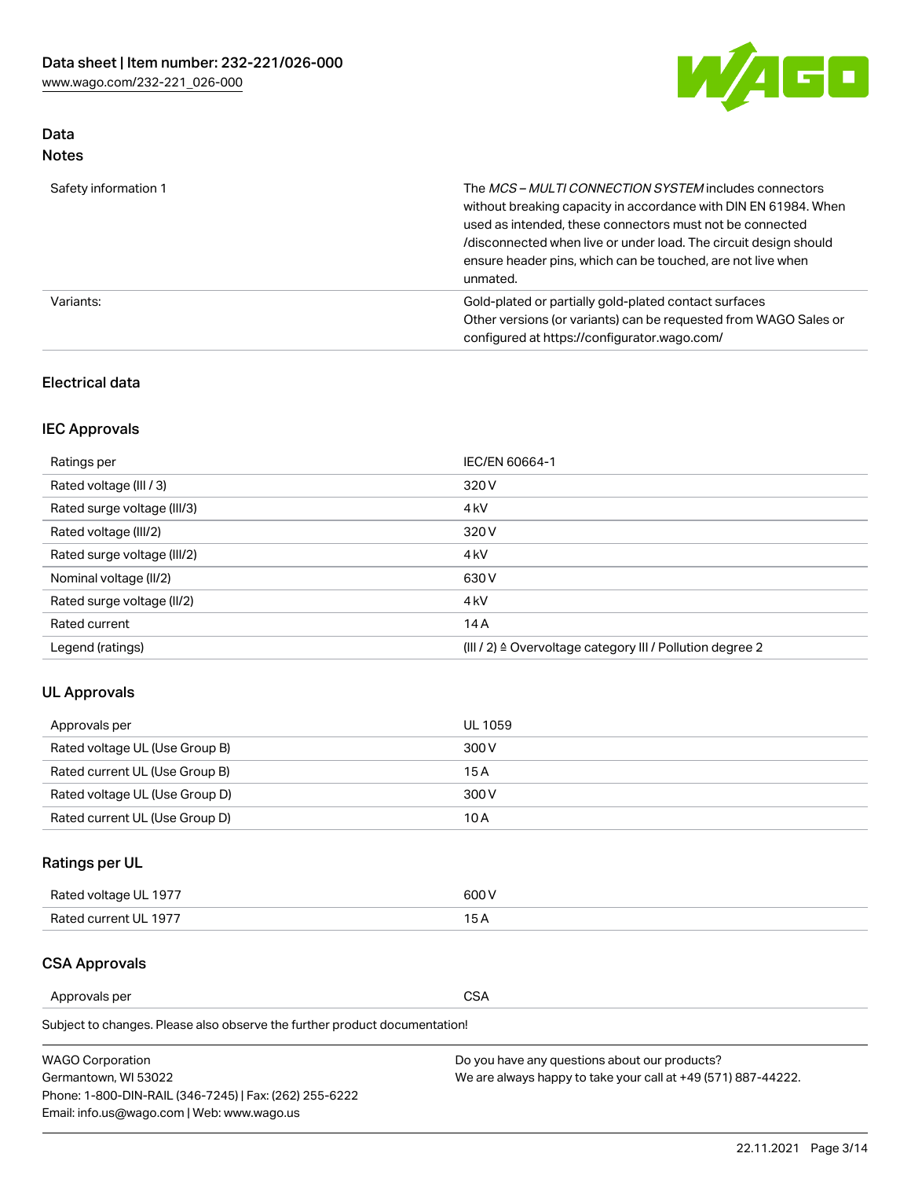## Data
### Notes

| | |
|---|---|
| Safety information 1 | The *MCS – MULTI CONNECTION SYSTEM* includes connectors without breaking capacity in accordance with DIN EN 61984. When used as intended, these connectors must not be connected /disconnected when live or under load. The circuit design should ensure header pins, which can be touched, are not live when unmated. |
| Variants: | Gold-plated or partially gold-plated contact surfaces<br>Other versions (or variants) can be requested from WAGO Sales or configured at https://configurator.wago.com/ |

## Electrical data

### IEC Approvals

| | |
|---|---|
| Ratings per | IEC/EN 60664-1 |
| Rated voltage (III / 3) | 320 V |
| Rated surge voltage (III/3) | 4 kV |
| Rated voltage (III/2) | 320 V |
| Rated surge voltage (III/2) | 4 kV |
| Nominal voltage (II/2) | 630 V |
| Rated surge voltage (II/2) | 4 kV |
| Rated current | 14 A |
| Legend (ratings) | (III / 2) ≙ Overvoltage category III / Pollution degree 2 |

### UL Approvals

| | |
|---|---|
| Approvals per | UL 1059 |
| Rated voltage UL (Use Group B) | 300 V |
| Rated current UL (Use Group B) | 15 A |
| Rated voltage UL (Use Group D) | 300 V |
| Rated current UL (Use Group D) | 10 A |

### Ratings per UL

| | |
|---|---|
| Rated voltage UL 1977 | 600 V |
| Rated current UL 1977 | 15 A |

### CSA Approvals

| | |
|---|---|
| Approvals per | CSA |

Subject to changes. Please also observe the further product documentation!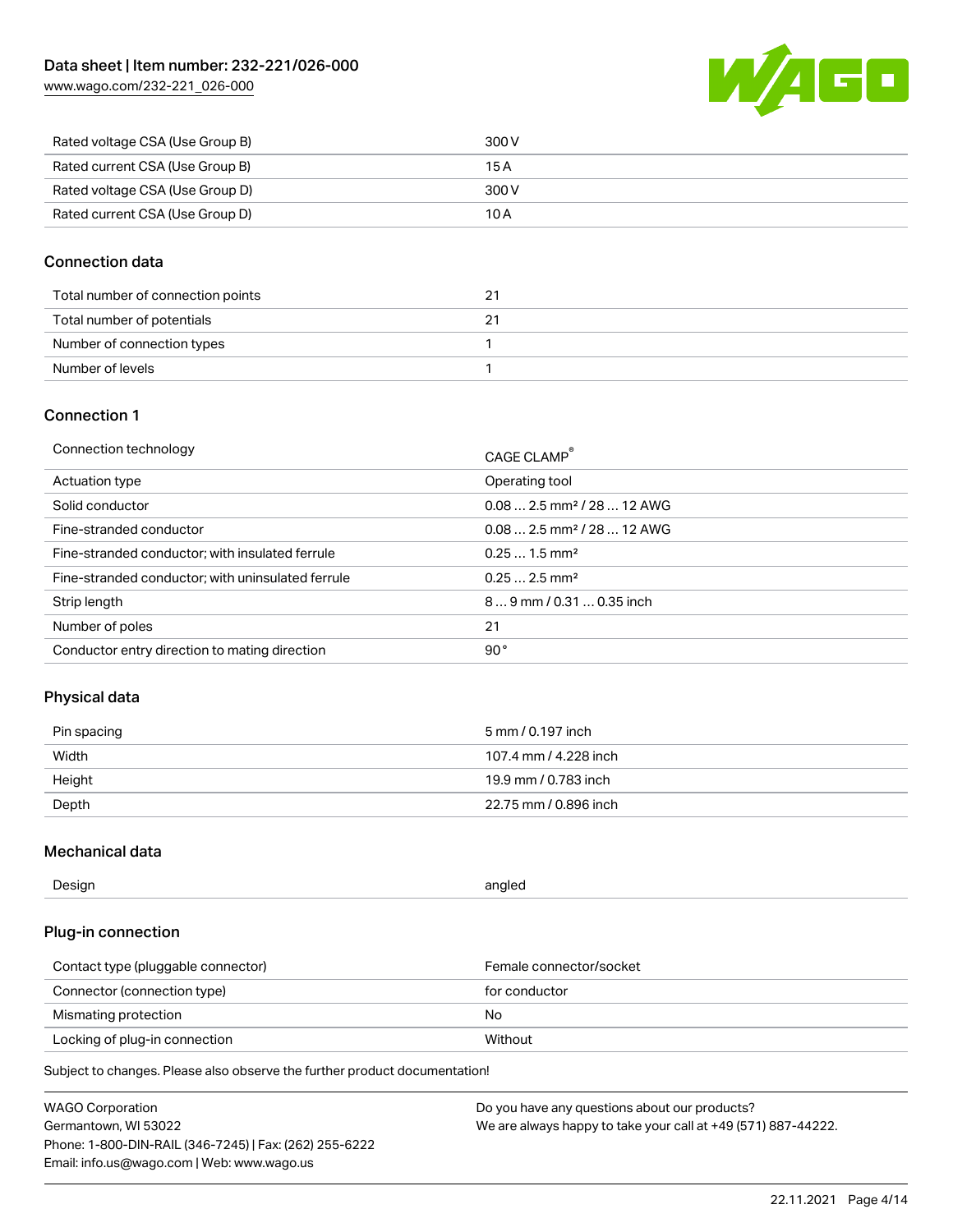| Rated voltage CSA (Use Group B) | 300 V |
| --- | --- |
| Rated current CSA (Use Group B) | 15 A |
| Rated voltage CSA (Use Group D) | 300 V |
| Rated current CSA (Use Group D) | 10 A |

## Connection data

| Total number of connection points | 21 |
| --- | --- |
| Total number of potentials | 21 |
| Number of connection types | 1 |
| Number of levels | 1 |

## Connection 1

| Connection technology | CAGE CLAMP® |
| --- | --- |
| Actuation type | Operating tool |
| Solid conductor | 0.08 … 2.5 mm² / 28 … 12 AWG |
| Fine-stranded conductor | 0.08 … 2.5 mm² / 28 … 12 AWG |
| Fine-stranded conductor; with insulated ferrule | 0.25 … 1.5 mm² |
| Fine-stranded conductor; with uninsulated ferrule | 0.25 … 2.5 mm² |
| Strip length | 8 … 9 mm / 0.31 … 0.35 inch |
| Number of poles | 21 |
| Conductor entry direction to mating direction | 90° |

## Physical data

| Pin spacing | 5 mm / 0.197 inch |
| --- | --- |
| Width | 107.4 mm / 4.228 inch |
| Height | 19.9 mm / 0.783 inch |
| Depth | 22.75 mm / 0.896 inch |

## Mechanical data

| Design | angled |
| --- | --- |

## Plug-in connection

| Contact type (pluggable connector) | Female connector/socket |
| --- | --- |
| Connector (connection type) | for conductor |
| Mismating protection | No |
| Locking of plug-in connection | Without |

Subject to changes. Please also observe the further product documentation!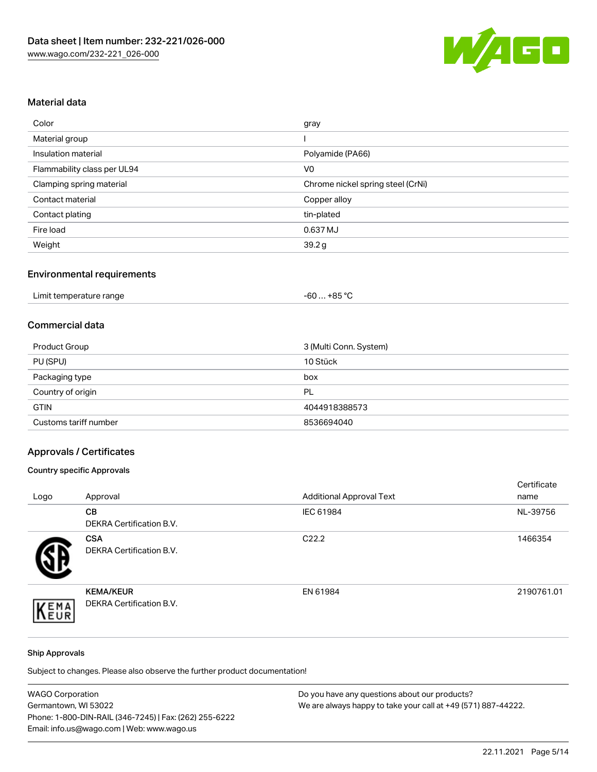Data sheet | Item number: 232-221/026-000
www.wago.com/232-221_026-000

## Material data

| | |
|---|---|
| Color | gray |
| Material group | I |
| Insulation material | Polyamide (PA66) |
| Flammability class per UL94 | V0 |
| Clamping spring material | Chrome nickel spring steel (CrNi) |
| Contact material | Copper alloy |
| Contact plating | tin-plated |
| Fire load | 0.637 MJ |
| Weight | 39.2 g |

## Environmental requirements

| | |
|---|---|
| Limit temperature range | -60 … +85 °C |

## Commercial data

| | |
|---|---|
| Product Group | 3 (Multi Conn. System) |
| PU (SPU) | 10 Stück |
| Packaging type | box |
| Country of origin | PL |
| GTIN | 4044918388573 |
| Customs tariff number | 8536694040 |

## Approvals / Certificates

### Country specific Approvals

| Logo | Approval | Additional Approval Text | Certificate name |
|---|---|---|---|
| | **CB** DEKRA Certification B.V. | IEC 61984 | NL-39756 |
| | **CSA** DEKRA Certification B.V. | C22.2 | 1466354 |
| | **KEMA/KEUR** DEKRA Certification B.V. | EN 61984 | 2190761.01 |

### Ship Approvals

Subject to changes. Please also observe the further product documentation!

WAGO Corporation
Germantown, WI 53022
Phone: 1-800-DIN-RAIL (346-7245) | Fax: (262) 255-6222
Email: info.us@wago.com | Web: www.wago.us

Do you have any questions about our products?
We are always happy to take your call at +49 (571) 887-44222.

22.11.2021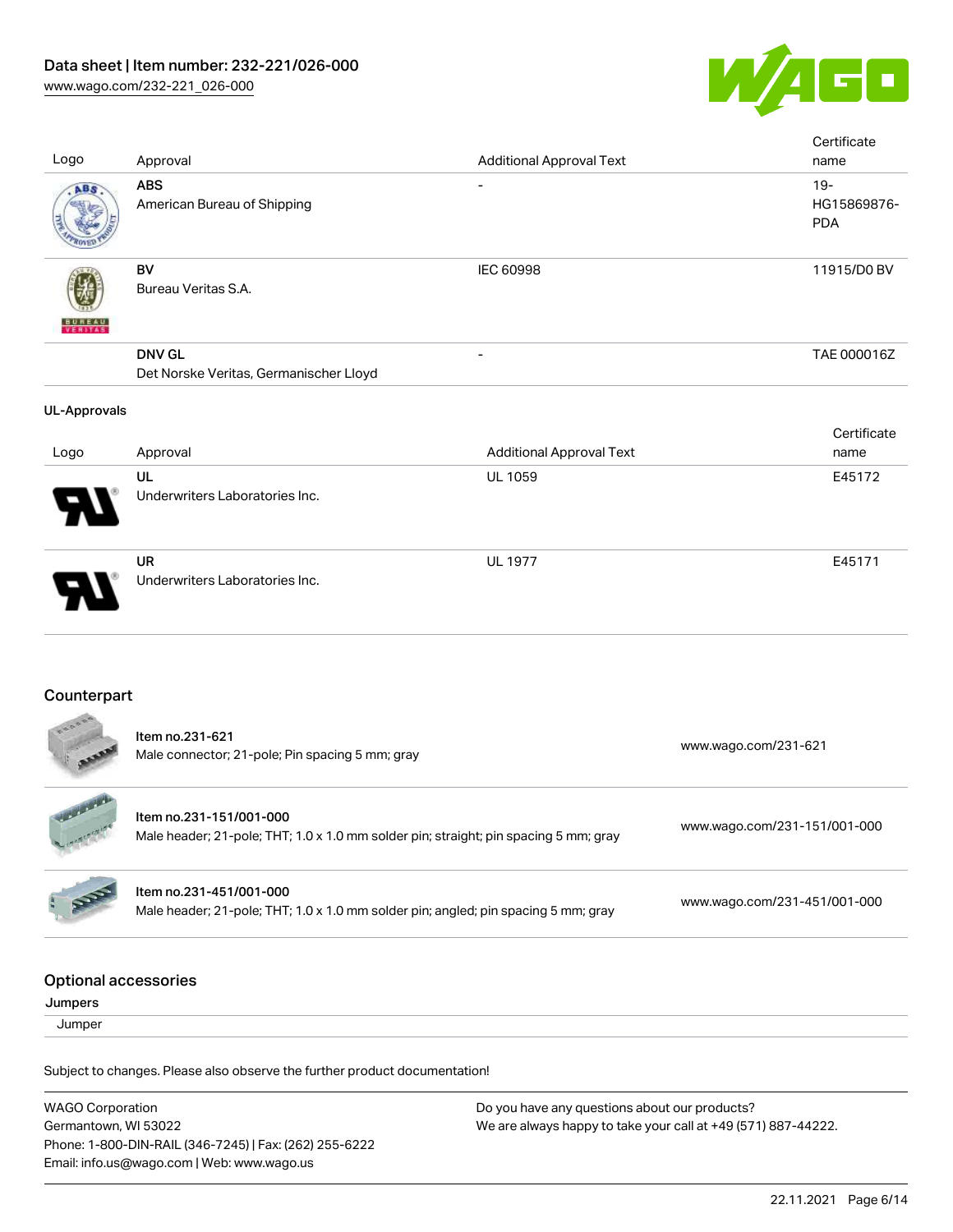| Logo | Approval | Additional Approval Text | Certificate name |
| --- | --- | --- | --- |
| | **ABS**<br>American Bureau of Shipping | - | 19-HG15869876-PDA |
| | **BV**<br>Bureau Veritas S.A. | IEC 60998 | 11915/D0 BV |
| | **DNV GL**<br>Det Norske Veritas, Germanischer Lloyd | - | TAE 000016Z |

### UL-Approvals

| Logo | Approval | Additional Approval Text | Certificate name |
| --- | --- | --- | --- |
| | **UL**<br>Underwriters Laboratories Inc. | UL 1059 | E45172 |
| | **UR**<br>Underwriters Laboratories Inc. | UL 1977 | E45171 |

## Counterpart

| | Item | Link |
| --- | --- | --- |
| | **Item no.231-621**<br>Male connector; 21-pole; Pin spacing 5 mm; gray | www.wago.com/231-621 |
| | **Item no.231-151/001-000**<br>Male header; 21-pole; THT; 1.0 x 1.0 mm solder pin; straight; pin spacing 5 mm; gray | www.wago.com/231-151/001-000 |
| | **Item no.231-451/001-000**<br>Male header; 21-pole; THT; 1.0 x 1.0 mm solder pin; angled; pin spacing 5 mm; gray | www.wago.com/231-451/001-000 |

## Optional accessories

Jumpers

Jumper

Subject to changes. Please also observe the further product documentation!

WAGO Corporation
Germantown, WI 53022
Phone: 1-800-DIN-RAIL (346-7245) | Fax: (262) 255-6222
Email: info.us@wago.com | Web: www.wago.us

Do you have any questions about our products?
We are always happy to take your call at +49 (571) 887-44222.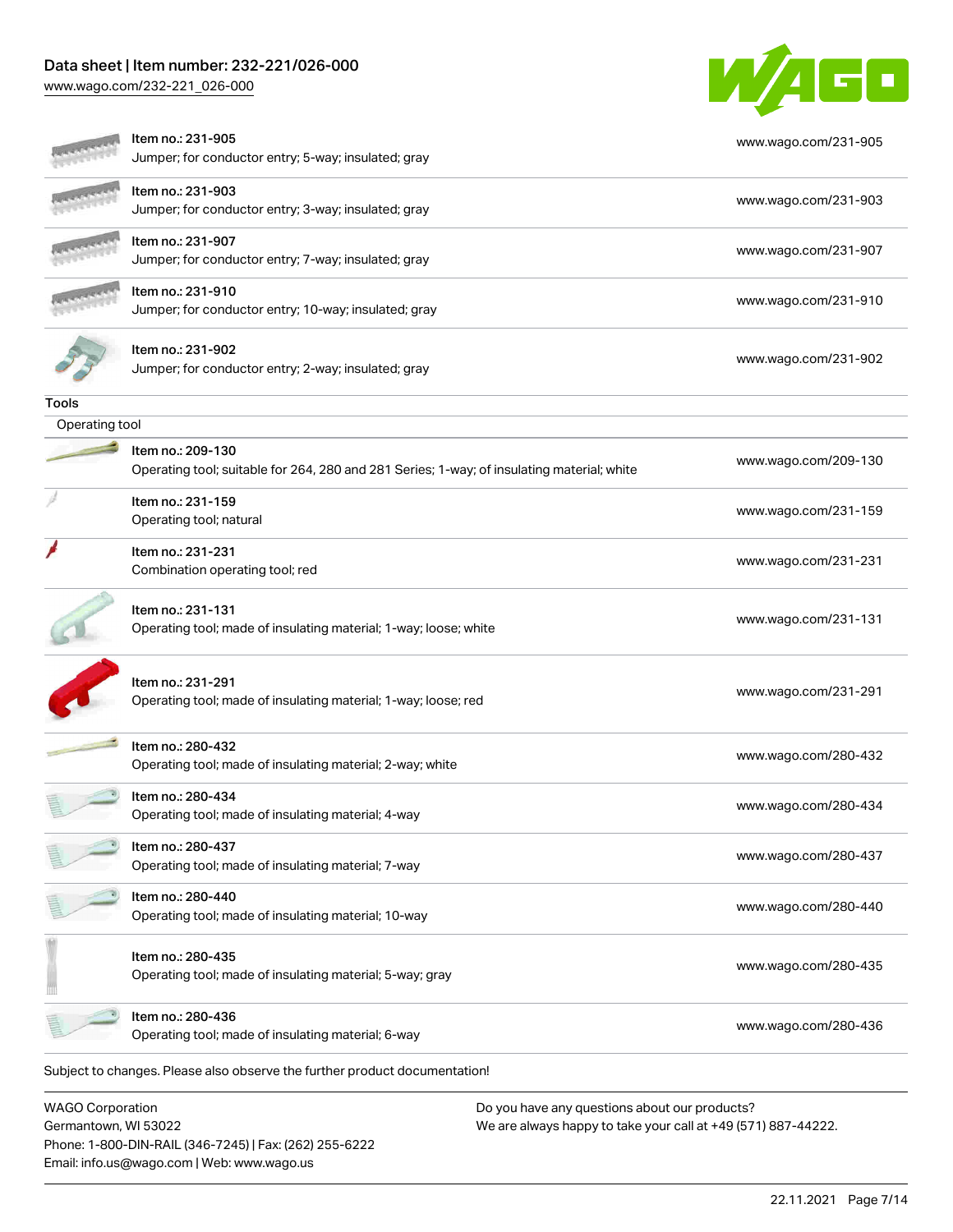| | | |
|---|---|---|
| | Item no.: 231-905<br>Jumper; for conductor entry; 5-way; insulated; gray | www.wago.com/231-905 |
| | Item no.: 231-903<br>Jumper; for conductor entry; 3-way; insulated; gray | www.wago.com/231-903 |
| | Item no.: 231-907<br>Jumper; for conductor entry; 7-way; insulated; gray | www.wago.com/231-907 |
| | Item no.: 231-910<br>Jumper; for conductor entry; 10-way; insulated; gray | www.wago.com/231-910 |
| | Item no.: 231-902<br>Jumper; for conductor entry; 2-way; insulated; gray | www.wago.com/231-902 |

## Tools

### Operating tool

| | | |
|---|---|---|
| | Item no.: 209-130<br>Operating tool; suitable for 264, 280 and 281 Series; 1-way; of insulating material; white | www.wago.com/209-130 |
| | Item no.: 231-159<br>Operating tool; natural | www.wago.com/231-159 |
| | Item no.: 231-231<br>Combination operating tool; red | www.wago.com/231-231 |
| | Item no.: 231-131<br>Operating tool; made of insulating material; 1-way; loose; white | www.wago.com/231-131 |
| | Item no.: 231-291<br>Operating tool; made of insulating material; 1-way; loose; red | www.wago.com/231-291 |
| | Item no.: 280-432<br>Operating tool; made of insulating material; 2-way; white | www.wago.com/280-432 |
| | Item no.: 280-434<br>Operating tool; made of insulating material; 4-way | www.wago.com/280-434 |
| | Item no.: 280-437<br>Operating tool; made of insulating material; 7-way | www.wago.com/280-437 |
| | Item no.: 280-440<br>Operating tool; made of insulating material; 10-way | www.wago.com/280-440 |
| | Item no.: 280-435<br>Operating tool; made of insulating material; 5-way; gray | www.wago.com/280-435 |
| | Item no.: 280-436<br>Operating tool; made of insulating material; 6-way | www.wago.com/280-436 |

Subject to changes. Please also observe the further product documentation!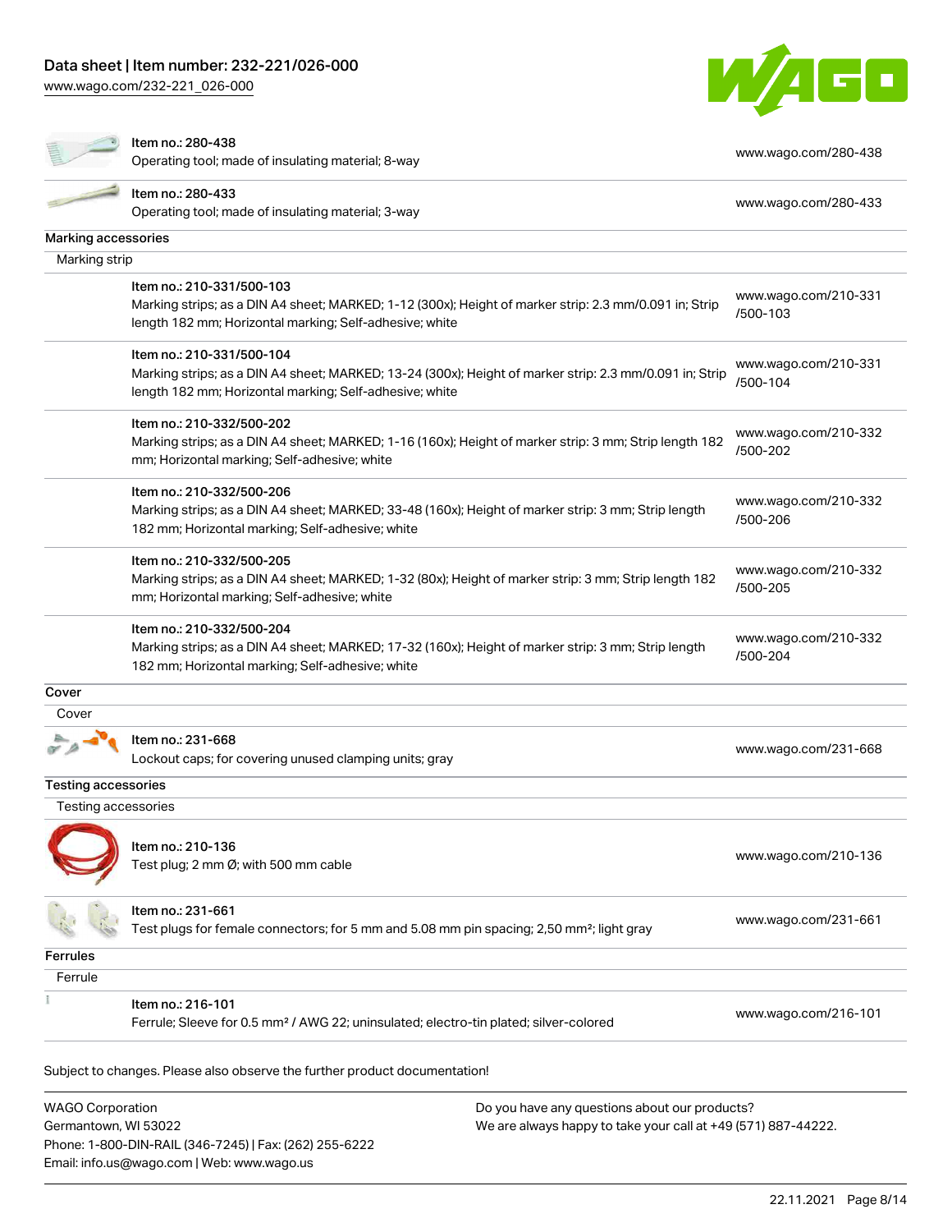| Item no. / Description | Link |
| --- | --- |
| Item no.: 280-438<br>Operating tool; made of insulating material; 8-way | www.wago.com/280-438 |
| Item no.: 280-433<br>Operating tool; made of insulating material; 3-way | www.wago.com/280-433 |

## Marking accessories

### Marking strip

| Item no. / Description | Link |
| --- | --- |
| Item no.: 210-331/500-103<br>Marking strips; as a DIN A4 sheet; MARKED; 1-12 (300x); Height of marker strip: 2.3 mm/0.091 in; Strip length 182 mm; Horizontal marking; Self-adhesive; white | www.wago.com/210-331/500-103 |
| Item no.: 210-331/500-104<br>Marking strips; as a DIN A4 sheet; MARKED; 13-24 (300x); Height of marker strip: 2.3 mm/0.091 in; Strip length 182 mm; Horizontal marking; Self-adhesive; white | www.wago.com/210-331/500-104 |
| Item no.: 210-332/500-202<br>Marking strips; as a DIN A4 sheet; MARKED; 1-16 (160x); Height of marker strip: 3 mm; Strip length 182 mm; Horizontal marking; Self-adhesive; white | www.wago.com/210-332/500-202 |
| Item no.: 210-332/500-206<br>Marking strips; as a DIN A4 sheet; MARKED; 33-48 (160x); Height of marker strip: 3 mm; Strip length 182 mm; Horizontal marking; Self-adhesive; white | www.wago.com/210-332/500-206 |
| Item no.: 210-332/500-205<br>Marking strips; as a DIN A4 sheet; MARKED; 1-32 (80x); Height of marker strip: 3 mm; Strip length 182 mm; Horizontal marking; Self-adhesive; white | www.wago.com/210-332/500-205 |
| Item no.: 210-332/500-204<br>Marking strips; as a DIN A4 sheet; MARKED; 17-32 (160x); Height of marker strip: 3 mm; Strip length 182 mm; Horizontal marking; Self-adhesive; white | www.wago.com/210-332/500-204 |

## Cover

### Cover

| Item no. / Description | Link |
| --- | --- |
| Item no.: 231-668<br>Lockout caps; for covering unused clamping units; gray | www.wago.com/231-668 |

## Testing accessories

### Testing accessories

| Item no. / Description | Link |
| --- | --- |
| Item no.: 210-136<br>Test plug; 2 mm Ø; with 500 mm cable | www.wago.com/210-136 |
| Item no.: 231-661<br>Test plugs for female connectors; for 5 mm and 5.08 mm pin spacing; 2,50 mm²; light gray | www.wago.com/231-661 |

## Ferrules

### Ferrule

| Item no. / Description | Link |
| --- | --- |
| Item no.: 216-101<br>Ferrule; Sleeve for 0.5 mm² / AWG 22; uninsulated; electro-tin plated; silver-colored | www.wago.com/216-101 |

Subject to changes. Please also observe the further product documentation!

WAGO Corporation
Germantown, WI 53022
Phone: 1-800-DIN-RAIL (346-7245) | Fax: (262) 255-6222
Email: info.us@wago.com | Web: www.wago.us

Do you have any questions about our products?
We are always happy to take your call at +49 (571) 887-44222.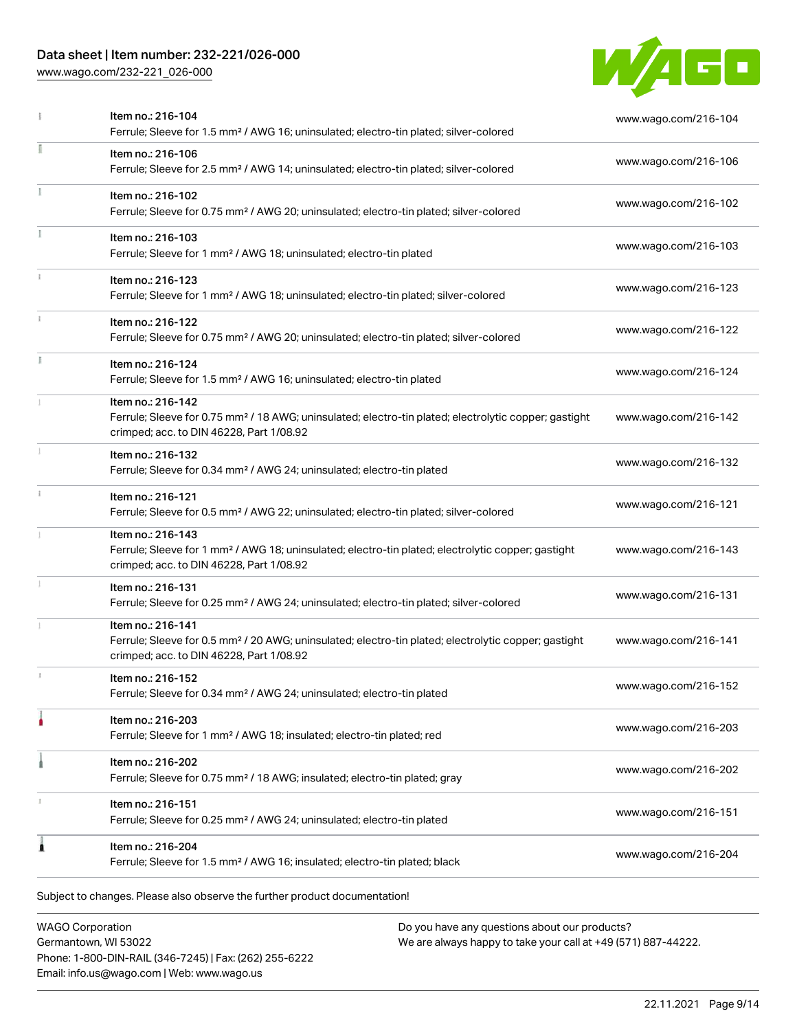| Item | Description | Link |
| --- | --- | --- |
| | Item no.: 216-104<br>Ferrule; Sleeve for 1.5 mm² / AWG 16; uninsulated; electro-tin plated; silver-colored | www.wago.com/216-104 |
| | Item no.: 216-106<br>Ferrule; Sleeve for 2.5 mm² / AWG 14; uninsulated; electro-tin plated; silver-colored | www.wago.com/216-106 |
| | Item no.: 216-102<br>Ferrule; Sleeve for 0.75 mm² / AWG 20; uninsulated; electro-tin plated; silver-colored | www.wago.com/216-102 |
| | Item no.: 216-103<br>Ferrule; Sleeve for 1 mm² / AWG 18; uninsulated; electro-tin plated | www.wago.com/216-103 |
| | Item no.: 216-123<br>Ferrule; Sleeve for 1 mm² / AWG 18; uninsulated; electro-tin plated; silver-colored | www.wago.com/216-123 |
| | Item no.: 216-122<br>Ferrule; Sleeve for 0.75 mm² / AWG 20; uninsulated; electro-tin plated; silver-colored | www.wago.com/216-122 |
| | Item no.: 216-124<br>Ferrule; Sleeve for 1.5 mm² / AWG 16; uninsulated; electro-tin plated | www.wago.com/216-124 |
| | Item no.: 216-142<br>Ferrule; Sleeve for 0.75 mm² / 18 AWG; uninsulated; electro-tin plated; electrolytic copper; gastight crimped; acc. to DIN 46228, Part 1/08.92 | www.wago.com/216-142 |
| | Item no.: 216-132<br>Ferrule; Sleeve for 0.34 mm² / AWG 24; uninsulated; electro-tin plated | www.wago.com/216-132 |
| | Item no.: 216-121<br>Ferrule; Sleeve for 0.5 mm² / AWG 22; uninsulated; electro-tin plated; silver-colored | www.wago.com/216-121 |
| | Item no.: 216-143<br>Ferrule; Sleeve for 1 mm² / AWG 18; uninsulated; electro-tin plated; electrolytic copper; gastight crimped; acc. to DIN 46228, Part 1/08.92 | www.wago.com/216-143 |
| | Item no.: 216-131<br>Ferrule; Sleeve for 0.25 mm² / AWG 24; uninsulated; electro-tin plated; silver-colored | www.wago.com/216-131 |
| | Item no.: 216-141<br>Ferrule; Sleeve for 0.5 mm² / 20 AWG; uninsulated; electro-tin plated; electrolytic copper; gastight crimped; acc. to DIN 46228, Part 1/08.92 | www.wago.com/216-141 |
| | Item no.: 216-152<br>Ferrule; Sleeve for 0.34 mm² / AWG 24; uninsulated; electro-tin plated | www.wago.com/216-152 |
| | Item no.: 216-203<br>Ferrule; Sleeve for 1 mm² / AWG 18; insulated; electro-tin plated; red | www.wago.com/216-203 |
| | Item no.: 216-202<br>Ferrule; Sleeve for 0.75 mm² / 18 AWG; insulated; electro-tin plated; gray | www.wago.com/216-202 |
| | Item no.: 216-151<br>Ferrule; Sleeve for 0.25 mm² / AWG 24; uninsulated; electro-tin plated | www.wago.com/216-151 |
| | Item no.: 216-204<br>Ferrule; Sleeve for 1.5 mm² / AWG 16; insulated; electro-tin plated; black | www.wago.com/216-204 |

Subject to changes. Please also observe the further product documentation!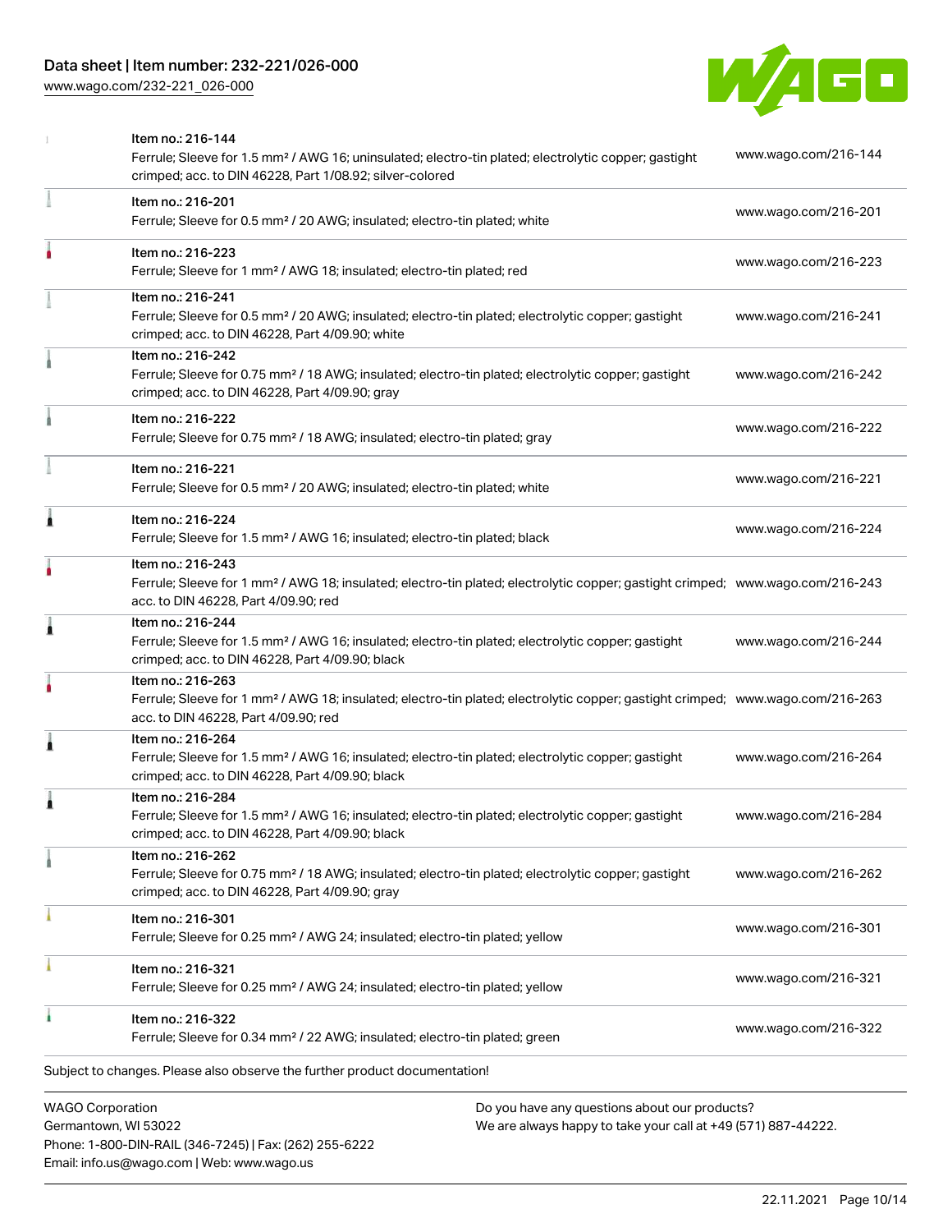| Item | Description | Link |
| --- | --- | --- |
| Item no.: 216-144 | Ferrule; Sleeve for 1.5 mm² / AWG 16; uninsulated; electro-tin plated; electrolytic copper; gastight crimped; acc. to DIN 46228, Part 1/08.92; silver-colored | www.wago.com/216-144 |
| Item no.: 216-201 | Ferrule; Sleeve for 0.5 mm² / 20 AWG; insulated; electro-tin plated; white | www.wago.com/216-201 |
| Item no.: 216-223 | Ferrule; Sleeve for 1 mm² / AWG 18; insulated; electro-tin plated; red | www.wago.com/216-223 |
| Item no.: 216-241 | Ferrule; Sleeve for 0.5 mm² / 20 AWG; insulated; electro-tin plated; electrolytic copper; gastight crimped; acc. to DIN 46228, Part 4/09.90; white | www.wago.com/216-241 |
| Item no.: 216-242 | Ferrule; Sleeve for 0.75 mm² / 18 AWG; insulated; electro-tin plated; electrolytic copper; gastight crimped; acc. to DIN 46228, Part 4/09.90; gray | www.wago.com/216-242 |
| Item no.: 216-222 | Ferrule; Sleeve for 0.75 mm² / 18 AWG; insulated; electro-tin plated; gray | www.wago.com/216-222 |
| Item no.: 216-221 | Ferrule; Sleeve for 0.5 mm² / 20 AWG; insulated; electro-tin plated; white | www.wago.com/216-221 |
| Item no.: 216-224 | Ferrule; Sleeve for 1.5 mm² / AWG 16; insulated; electro-tin plated; black | www.wago.com/216-224 |
| Item no.: 216-243 | Ferrule; Sleeve for 1 mm² / AWG 18; insulated; electro-tin plated; electrolytic copper; gastight crimped; acc. to DIN 46228, Part 4/09.90; red | www.wago.com/216-243 |
| Item no.: 216-244 | Ferrule; Sleeve for 1.5 mm² / AWG 16; insulated; electro-tin plated; electrolytic copper; gastight crimped; acc. to DIN 46228, Part 4/09.90; black | www.wago.com/216-244 |
| Item no.: 216-263 | Ferrule; Sleeve for 1 mm² / AWG 18; insulated; electro-tin plated; electrolytic copper; gastight crimped; acc. to DIN 46228, Part 4/09.90; red | www.wago.com/216-263 |
| Item no.: 216-264 | Ferrule; Sleeve for 1.5 mm² / AWG 16; insulated; electro-tin plated; electrolytic copper; gastight crimped; acc. to DIN 46228, Part 4/09.90; black | www.wago.com/216-264 |
| Item no.: 216-284 | Ferrule; Sleeve for 1.5 mm² / AWG 16; insulated; electro-tin plated; electrolytic copper; gastight crimped; acc. to DIN 46228, Part 4/09.90; black | www.wago.com/216-284 |
| Item no.: 216-262 | Ferrule; Sleeve for 0.75 mm² / 18 AWG; insulated; electro-tin plated; electrolytic copper; gastight crimped; acc. to DIN 46228, Part 4/09.90; gray | www.wago.com/216-262 |
| Item no.: 216-301 | Ferrule; Sleeve for 0.25 mm² / AWG 24; insulated; electro-tin plated; yellow | www.wago.com/216-301 |
| Item no.: 216-321 | Ferrule; Sleeve for 0.25 mm² / AWG 24; insulated; electro-tin plated; yellow | www.wago.com/216-321 |
| Item no.: 216-322 | Ferrule; Sleeve for 0.34 mm² / 22 AWG; insulated; electro-tin plated; green | www.wago.com/216-322 |

Subject to changes. Please also observe the further product documentation!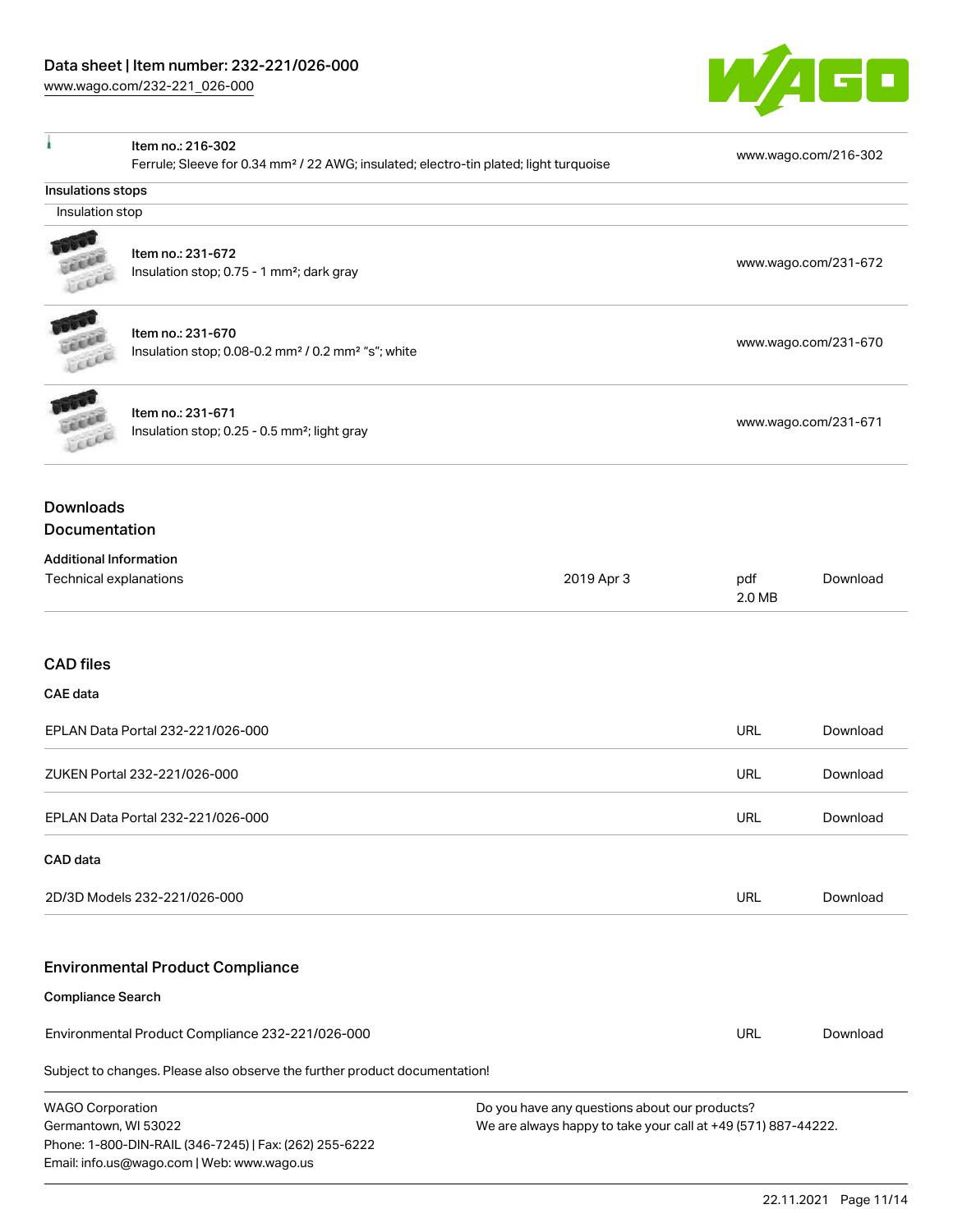| | | |
|---|---|---|
| | Item no.: 216-302<br>Ferrule; Sleeve for 0.34 mm² / 22 AWG; insulated; electro-tin plated; light turquoise | www.wago.com/216-302 |

Insulations stops

Insulation stop

| | | |
|---|---|---|
| | Item no.: 231-672<br>Insulation stop; 0.75 - 1 mm²; dark gray | www.wago.com/231-672 |
| | Item no.: 231-670<br>Insulation stop; 0.08-0.2 mm² / 0.2 mm² "s"; white | www.wago.com/231-670 |
| | Item no.: 231-671<br>Insulation stop; 0.25 - 0.5 mm²; light gray | www.wago.com/231-671 |

## Downloads

## Documentation

**Additional Information**

| | | | |
|---|---|---|---|
| Technical explanations | 2019 Apr 3 | pdf<br>2.0 MB | Download |

## CAD files

**CAE data**

| | | |
|---|---|---|
| EPLAN Data Portal 232-221/026-000 | URL | Download |
| ZUKEN Portal 232-221/026-000 | URL | Download |
| EPLAN Data Portal 232-221/026-000 | URL | Download |

**CAD data**

| | | |
|---|---|---|
| 2D/3D Models 232-221/026-000 | URL | Download |

## Environmental Product Compliance

**Compliance Search**

| | | |
|---|---|---|
| Environmental Product Compliance 232-221/026-000 | URL | Download |

Subject to changes. Please also observe the further product documentation!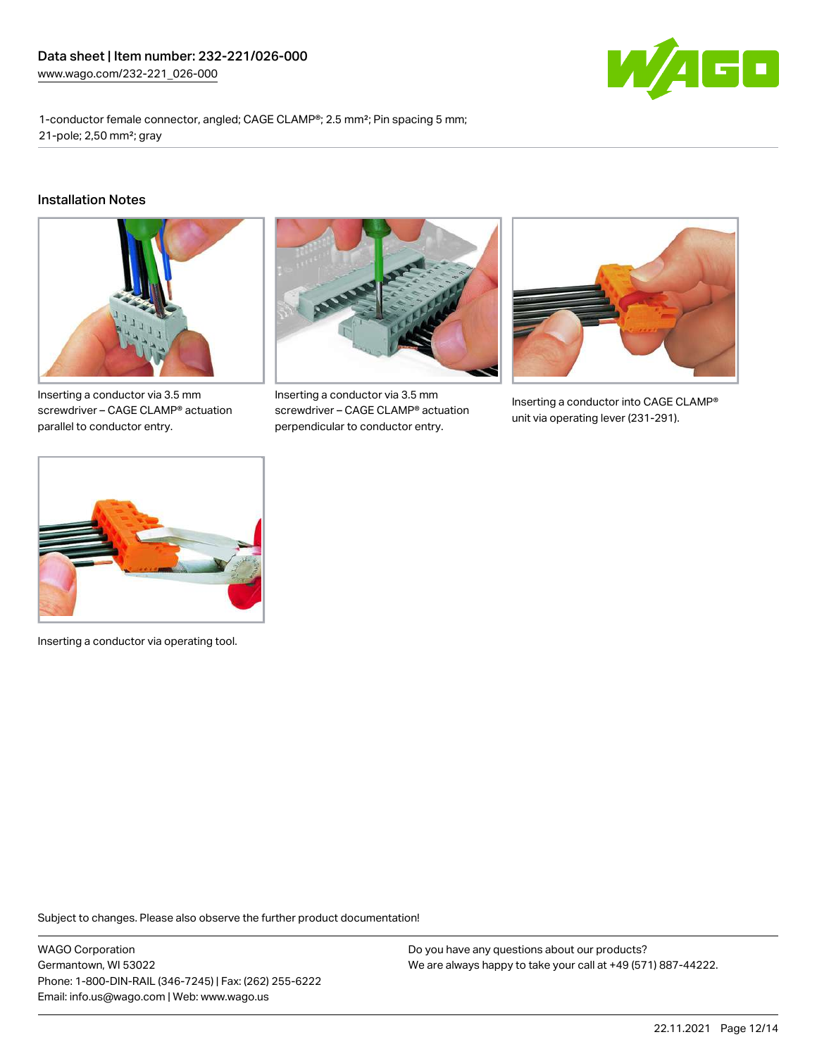1-conductor female connector, angled; CAGE CLAMP®; 2.5 mm²; Pin spacing 5 mm; 21-pole; 2,50 mm²; gray

## Installation Notes

Inserting a conductor via 3.5 mm screwdriver – CAGE CLAMP® actuation parallel to conductor entry.

Inserting a conductor via 3.5 mm screwdriver – CAGE CLAMP® actuation perpendicular to conductor entry.

Inserting a conductor into CAGE CLAMP® unit via operating lever (231-291).

Inserting a conductor via operating tool.

Subject to changes. Please also observe the further product documentation!

WAGO Corporation
Germantown, WI 53022
Phone: 1-800-DIN-RAIL (346-7245) | Fax: (262) 255-6222
Email: info.us@wago.com | Web: www.wago.us

Do you have any questions about our products?
We are always happy to take your call at +49 (571) 887-44222.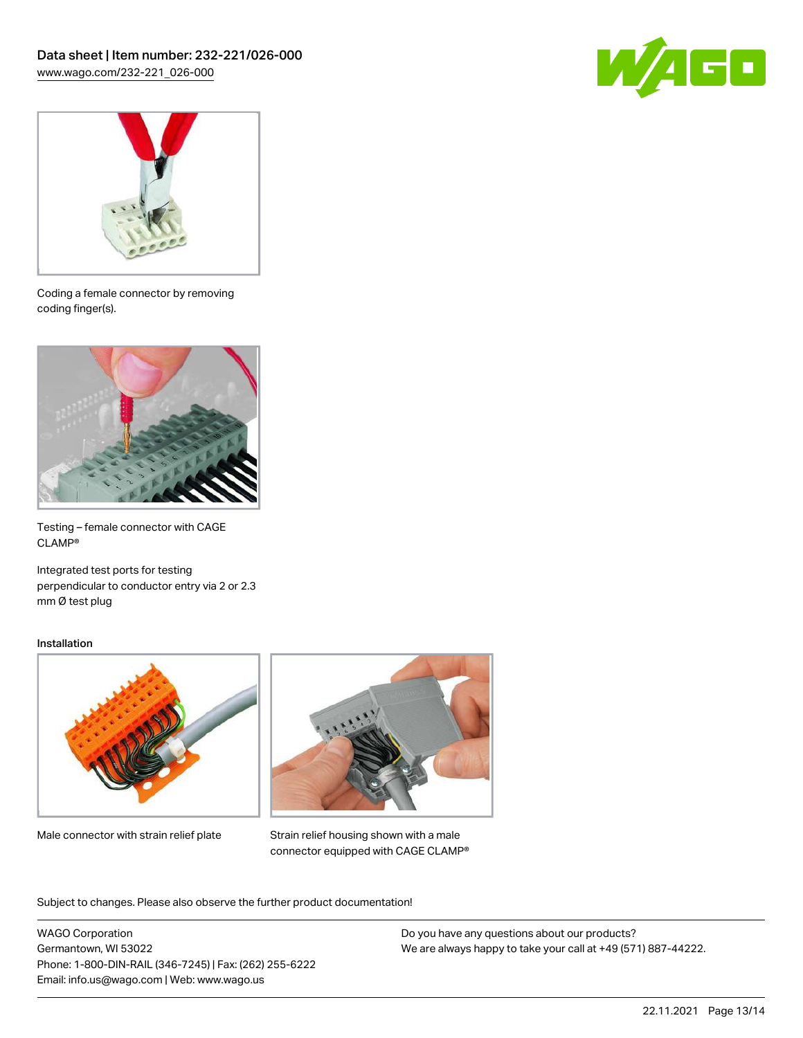Coding a female connector by removing coding finger(s).

Testing – female connector with CAGE CLAMP®

Integrated test ports for testing perpendicular to conductor entry via 2 or 2.3 mm Ø test plug

Installation

Male connector with strain relief plate

Strain relief housing shown with a male connector equipped with CAGE CLAMP®

Subject to changes. Please also observe the further product documentation!

WAGO Corporation
Germantown, WI 53022
Phone: 1-800-DIN-RAIL (346-7245) | Fax: (262) 255-6222
Email: info.us@wago.com | Web: www.wago.us

Do you have any questions about our products?
We are always happy to take your call at +49 (571) 887-44222.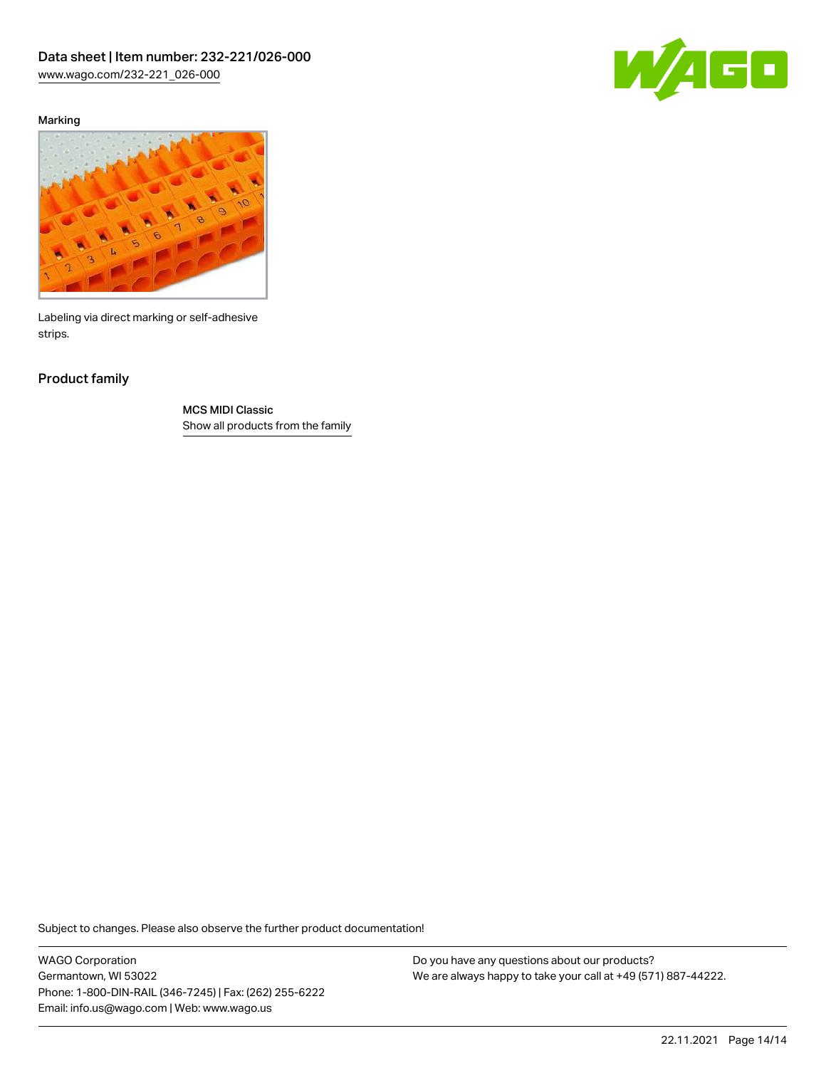Marking

Labeling via direct marking or self-adhesive strips.

## Product family

MCS MIDI Classic
Show all products from the family

Subject to changes. Please also observe the further product documentation!

WAGO Corporation
Germantown, WI 53022
Phone: 1-800-DIN-RAIL (346-7245) | Fax: (262) 255-6222
Email: info.us@wago.com | Web: www.wago.us

Do you have any questions about our products?
We are always happy to take your call at +49 (571) 887-44222.